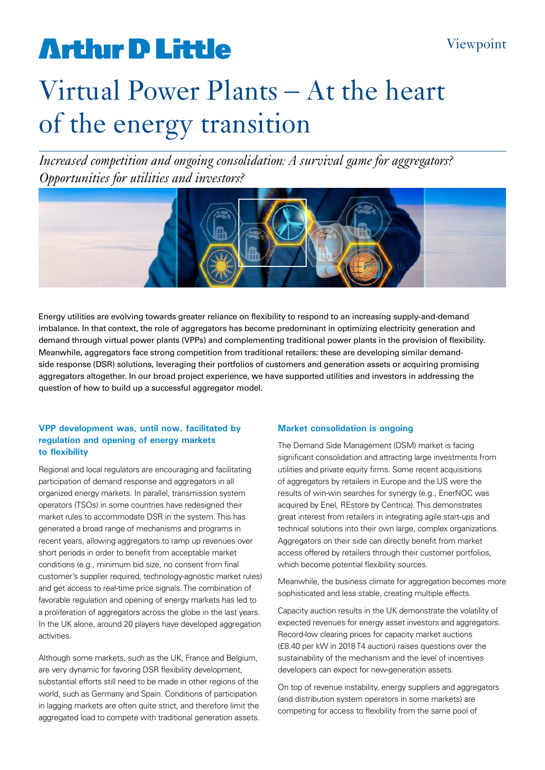Arthur D Little

Viewpoint

# Virtual Power Plants – At the heart of the energy transition

*Increased competition and ongoing consolidation: A survival game for aggregators? Opportunities for utilities and investors?*

Energy utilities are evolving towards greater reliance on flexibility to respond to an increasing supply-and-demand imbalance. In that context, the role of aggregators has become predominant in optimizing electricity generation and demand through virtual power plants (VPPs) and complementing traditional power plants in the provision of flexibility. Meanwhile, aggregators face strong competition from traditional retailers: these are developing similar demand-side response (DSR) solutions, leveraging their portfolios of customers and generation assets or acquiring promising aggregators altogether. In our broad project experience, we have supported utilities and investors in addressing the question of how to build up a successful aggregator model.

### VPP development was, until now, facilitated by regulation and opening of energy markets to flexibility

Regional and local regulators are encouraging and facilitating participation of demand response and aggregators in all organized energy markets. In parallel, transmission system operators (TSOs) in some countries have redesigned their market rules to accommodate DSR in the system. This has generated a broad range of mechanisms and programs in recent years, allowing aggregators to ramp up revenues over short periods in order to benefit from acceptable market conditions (e.g., minimum bid size, no consent from final customer's supplier required, technology-agnostic market rules) and get access to real-time price signals. The combination of favorable regulation and opening of energy markets has led to a proliferation of aggregators across the globe in the last years. In the UK alone, around 20 players have developed aggregation activities.

Although some markets, such as the UK, France and Belgium, are very dynamic for favoring DSR flexibility development, substantial efforts still need to be made in other regions of the world, such as Germany and Spain. Conditions of participation in lagging markets are often quite strict, and therefore limit the aggregated load to compete with traditional generation assets.

### Market consolidation is ongoing

The Demand Side Management (DSM) market is facing significant consolidation and attracting large investments from utilities and private equity firms. Some recent acquisitions of aggregators by retailers in Europe and the US were the results of win-win searches for synergy (e.g., EnerNOC was acquired by Enel, REstore by Centrica). This demonstrates great interest from retailers in integrating agile start-ups and technical solutions into their own large, complex organizations. Aggregators on their side can directly benefit from market access offered by retailers through their customer portfolios, which become potential flexibility sources.

Meanwhile, the business climate for aggregation becomes more sophisticated and less stable, creating multiple effects.

Capacity auction results in the UK demonstrate the volatility of expected revenues for energy asset investors and aggregators. Record-low clearing prices for capacity market auctions (£8.40 per kW in 2018 T4 auction) raises questions over the sustainability of the mechanism and the level of incentives developers can expect for new-generation assets.

On top of revenue instability, energy suppliers and aggregators (and distribution system operators in some markets) are competing for access to flexibility from the same pool of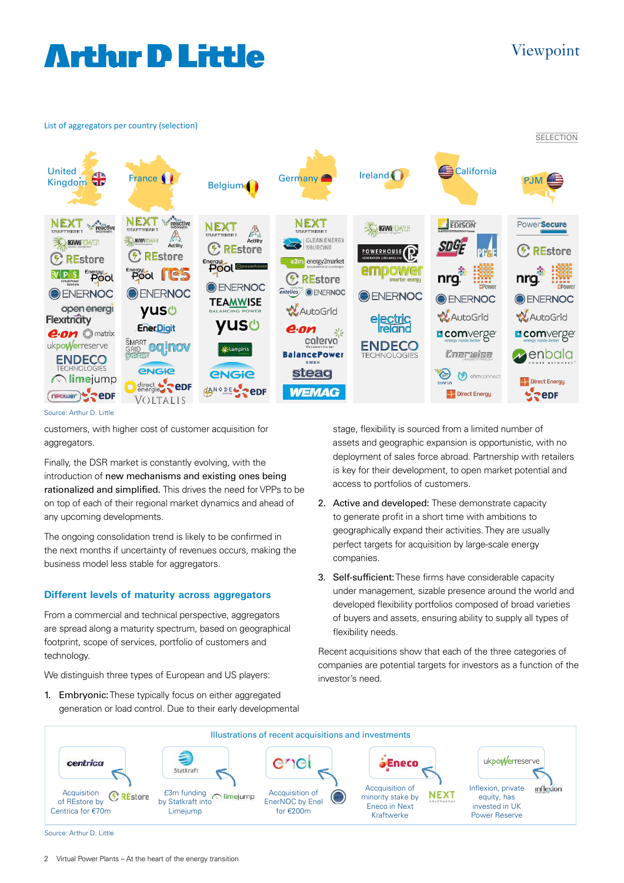List of aggregators per country (selection)

SELECTION

| United Kingdom | France | Belgium | Germany | Ireland | California | PJM |
|---|---|---|---|---|---|---|
| NEXT Kraftwerke | NEXT Kraftwerke | NEXT Kraftwerke | NEXT Kraftwerke | KiWi Power | Edison | PowerSecure |
| Reactive | Reactive | Actility | Clean Energy Sourcing | Powerhouse | SDG&E | REstore |
| KiWi Power | KiWi Power | REstore | energy2market | empower | PG&E | nrg |
| REstore | Actility | Energy Pool | REstore | ENERNOC | nrg | CPower |
| VPS | REstore | Powerhouse | Entelios | electric Ireland | CPower | ENERNOC |
| Energy Pool | Energy Pool | ENERNOC | ENERNOC | ENDECO Technologies | ENERNOC | AutoGrid |
| ENERNOC | res | TEAMWISE | AutoGrid | | AutoGrid | comverge |
| open energi | ENERNOC | yuso | e.on | | comverge | enbala |
| Flexitricity | yuso | Lampiris | caterva | | Enerwise | Direct Energy |
| e.on | EnerDigit | ENGIE | BalancePower | | Sunrun | EDF |
| matrix | Smart Grid Energy | ANODE | steag | | ohmconnect | |
| ukpowerreserve | eqinov | EDF | WEMAG | | Direct Energy | |
| ENDECO Technologies | ENGIE | | | | | |
| limejump | direct energie | | | | | |
| npower | EDF | | | | | |
| EDF | VOLTALIS | | | | | |

Source: Arthur D. Little

customers, with higher cost of customer acquisition for aggregators.

Finally, the DSR market is constantly evolving, with the introduction of **new mechanisms and existing ones being rationalized and simplified.** This drives the need for VPPs to be on top of each of their regional market dynamics and ahead of any upcoming developments.

The ongoing consolidation trend is likely to be confirmed in the next months if uncertainty of revenues occurs, making the business model less stable for aggregators.

## Different levels of maturity across aggregators

From a commercial and technical perspective, aggregators are spread along a maturity spectrum, based on geographical footprint, scope of services, portfolio of customers and technology.

We distinguish three types of European and US players:

1. **Embryonic:** These typically focus on either aggregated generation or load control. Due to their early developmental stage, flexibility is sourced from a limited number of assets and geographic expansion is opportunistic, with no deployment of sales force abroad. Partnership with retailers is key for their development, to open market potential and access to portfolios of customers.
2. **Active and developed:** These demonstrate capacity to generate profit in a short time with ambitions to geographically expand their activities. They are usually perfect targets for acquisition by large-scale energy companies.
3. **Self-sufficient:** These firms have considerable capacity under management, sizable presence around the world and developed flexibility portfolios composed of broad varieties of buyers and assets, ensuring ability to supply all types of flexibility needs.

Recent acquisitions show that each of the three categories of companies are potential targets for investors as a function of the investor's need.

Illustrations of recent acquisitions and investments

- centrica → REstore: Acquisition of REstore by Centrica for €70m
- Statkraft → limejump: £3m funding by Statkraft into Limejump
- enel → EnerNOC: Acquisition of EnerNOC by Enel for €200m
- Eneco → NEXT Kraftwerke: Acquisition of minority stake by Eneco in Next Kraftwerke
- ukpowerreserve ← inflexion: Inflexion, private equity, has invested in UK Power Reserve

Source: Arthur D. Little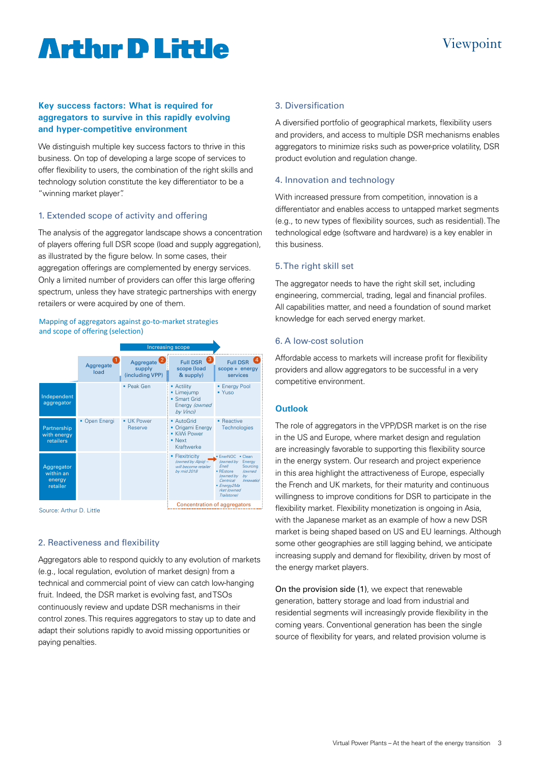## Key success factors: What is required for aggregators to survive in this rapidly evolving and hyper-competitive environment

We distinguish multiple key success factors to thrive in this business. On top of developing a large scope of services to offer flexibility to users, the combination of the right skills and technology solution constitute the key differentiator to be a "winning market player".

### 1. Extended scope of activity and offering

The analysis of the aggregator landscape shows a concentration of players offering full DSR scope (load and supply aggregation), as illustrated by the figure below. In some cases, their aggregation offerings are complemented by energy services. Only a limited number of providers can offer this large offering spectrum, unless they have strategic partnerships with energy retailers or were acquired by one of them.

Mapping of aggregators against go-to-market strategies and scope of offering (selection)

Increasing scope →

| | Aggregate load (1) | Aggregate supply (including VPP) (2) | Full DSR scope (load & supply) (3) | Full DSR scope + energy services (4) |
|---|---|---|---|---|
| Independent aggregator | | • Peak Gen | • Actility<br>• Limejump<br>• Smart Grid Energy *(owned by Vinci)* | • Energy Pool<br>• Yuso |
| Partnership with energy retailers | • Open Energi | • UK Power Reserve | • AutoGrid<br>• Origami Energy<br>• KiWi Power<br>• Next Kraftwerke | • Reactive Technologies |
| Aggregator within an energy retailer | | | • Flexitricity *(owned by Alpiq – will become retailer by mid 2018)* → | • EnerNOC *(owned by Enel)*<br>• REstore *(owned by Centrica)*<br>• Energy2Market *(owned by Trailstone)*<br>• Clean Energy Sourcing *(owned by Innovatio)* |

Concentration of aggregators

Source: Arthur D. Little

### 2. Reactiveness and flexibility

Aggregators able to respond quickly to any evolution of markets (e.g., local regulation, evolution of market design) from a technical and commercial point of view can catch low-hanging fruit. Indeed, the DSR market is evolving fast, and TSOs continuously review and update DSR mechanisms in their control zones. This requires aggregators to stay up to date and adapt their solutions rapidly to avoid missing opportunities or paying penalties.

### 3. Diversification

A diversified portfolio of geographical markets, flexibility users and providers, and access to multiple DSR mechanisms enables aggregators to minimize risks such as power-price volatility, DSR product evolution and regulation change.

### 4. Innovation and technology

With increased pressure from competition, innovation is a differentiator and enables access to untapped market segments (e.g., to new types of flexibility sources, such as residential). The technological edge (software and hardware) is a key enabler in this business.

### 5. The right skill set

The aggregator needs to have the right skill set, including engineering, commercial, trading, legal and financial profiles. All capabilities matter, and need a foundation of sound market knowledge for each served energy market.

### 6. A low-cost solution

Affordable access to markets will increase profit for flexibility providers and allow aggregators to be successful in a very competitive environment.

## Outlook

The role of aggregators in the VPP/DSR market is on the rise in the US and Europe, where market design and regulation are increasingly favorable to supporting this flexibility source in the energy system. Our research and project experience in this area highlight the attractiveness of Europe, especially the French and UK markets, for their maturity and continuous willingness to improve conditions for DSR to participate in the flexibility market. Flexibility monetization is ongoing in Asia, with the Japanese market as an example of how a new DSR market is being shaped based on US and EU learnings. Although some other geographies are still lagging behind, we anticipate increasing supply and demand for flexibility, driven by most of the energy market players.

On the provision side (1), we expect that renewable generation, battery storage and load from industrial and residential segments will increasingly provide flexibility in the coming years. Conventional generation has been the single source of flexibility for years, and related provision volume is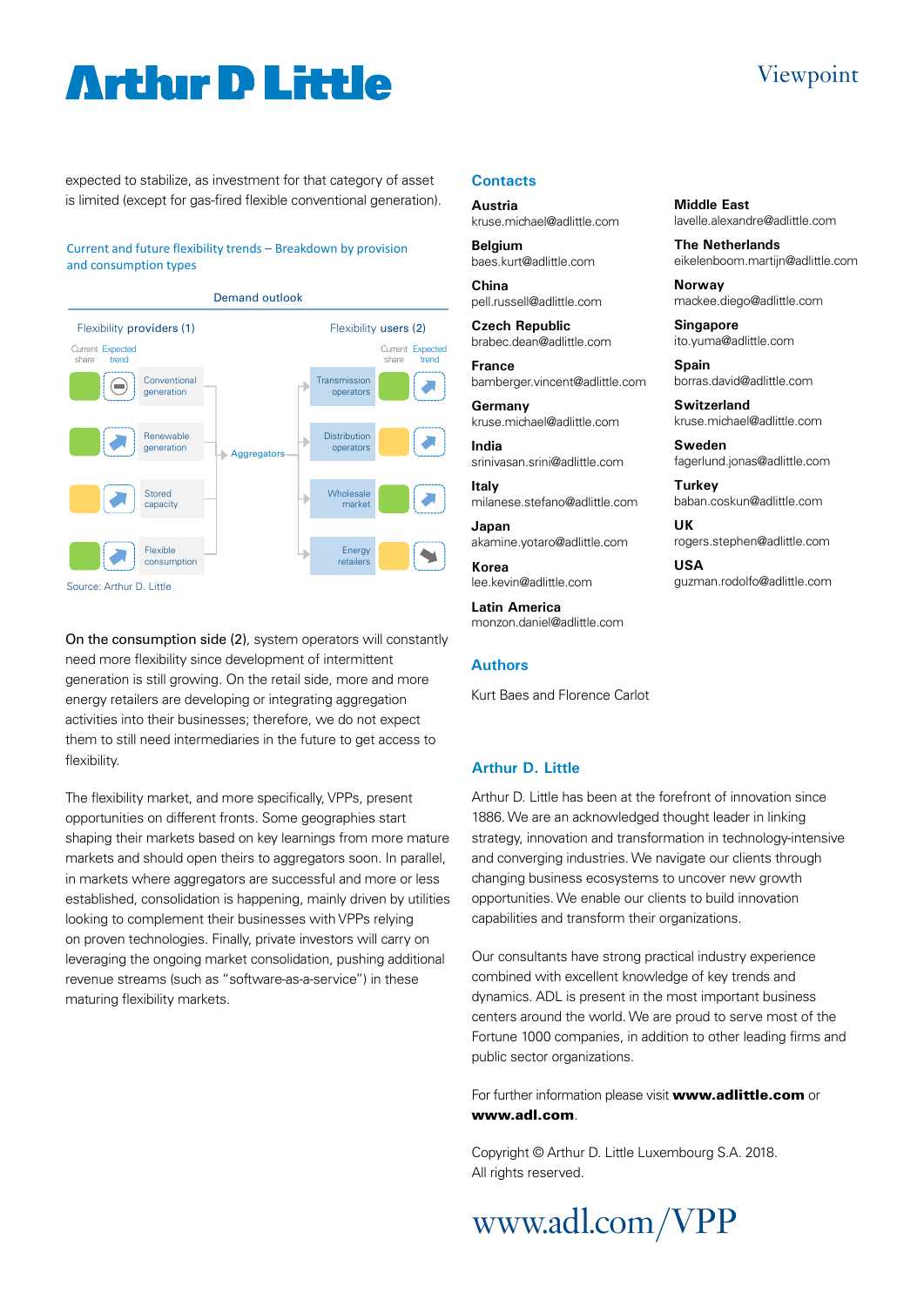expected to stabilize, as investment for that category of asset is limited (except for gas-fired flexible conventional generation).

Current and future flexibility trends – Breakdown by provision and consumption types

Demand outlook

Flexibility providers (1)

Current share
Expected trend

Conventional generation
Renewable generation
Stored capacity
Flexible consumption

Aggregators

Flexibility users (2)

Current share
Expected trend

Transmission operators
Distribution operators
Wholesale market
Energy retailers

Source: Arthur D. Little

On the consumption side (2), system operators will constantly need more flexibility since development of intermittent generation is still growing. On the retail side, more and more energy retailers are developing or integrating aggregation activities into their businesses; therefore, we do not expect them to still need intermediaries in the future to get access to flexibility.

The flexibility market, and more specifically, VPPs, present opportunities on different fronts. Some geographies start shaping their markets based on key learnings from more mature markets and should open theirs to aggregators soon. In parallel, in markets where aggregators are successful and more or less established, consolidation is happening, mainly driven by utilities looking to complement their businesses with VPPs relying on proven technologies. Finally, private investors will carry on leveraging the ongoing market consolidation, pushing additional revenue streams (such as "software-as-a-service") in these maturing flexibility markets.

## Contacts

**Austria**
kruse.michael@adlittle.com

**Belgium**
baes.kurt@adlittle.com

**China**
pell.russell@adlittle.com

**Czech Republic**
brabec.dean@adlittle.com

**France**
bamberger.vincent@adlittle.com

**Germany**
kruse.michael@adlittle.com

**India**
srinivasan.srini@adlittle.com

**Italy**
milanese.stefano@adlittle.com

**Japan**
akamine.yotaro@adlittle.com

**Korea**
lee.kevin@adlittle.com

**Latin America**
monzon.daniel@adlittle.com

**Middle East**
lavelle.alexandre@adlittle.com

**The Netherlands**
eikelenboom.martijn@adlittle.com

**Norway**
mackee.diego@adlittle.com

**Singapore**
ito.yuma@adlittle.com

**Spain**
borras.david@adlittle.com

**Switzerland**
kruse.michael@adlittle.com

**Sweden**
fagerlund.jonas@adlittle.com

**Turkey**
baban.coskun@adlittle.com

**UK**
rogers.stephen@adlittle.com

**USA**
guzman.rodolfo@adlittle.com

## Authors

Kurt Baes and Florence Carlot

## Arthur D. Little

Arthur D. Little has been at the forefront of innovation since 1886. We are an acknowledged thought leader in linking strategy, innovation and transformation in technology-intensive and converging industries. We navigate our clients through changing business ecosystems to uncover new growth opportunities. We enable our clients to build innovation capabilities and transform their organizations.

Our consultants have strong practical industry experience combined with excellent knowledge of key trends and dynamics. ADL is present in the most important business centers around the world. We are proud to serve most of the Fortune 1000 companies, in addition to other leading firms and public sector organizations.

For further information please visit **www.adlittle.com** or **www.adl.com**.

Copyright © Arthur D. Little Luxembourg S.A. 2018. All rights reserved.

www.adl.com/VPP